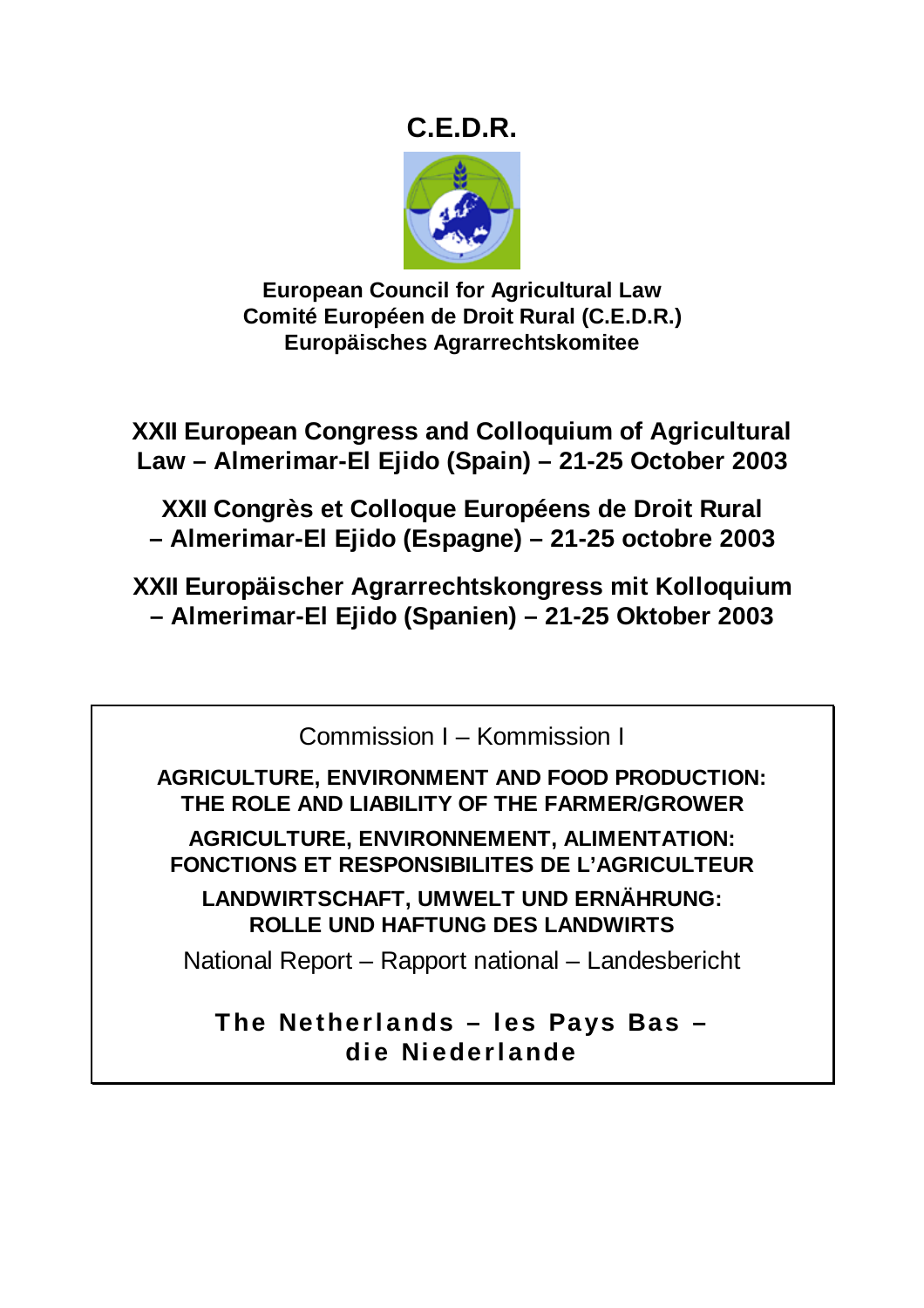# C.E.D.R.

**European Council for Agricultural Law**
**Comité Européen de Droit Rural (C.E.D.R.)**
**Europäisches Agrarrechtskomitee**

## XXII European Congress and Colloquium of Agricultural Law – Almerimar-El Ejido (Spain) – 21-25 October 2003

## XXII Congrès et Colloque Européens de Droit Rural – Almerimar-El Ejido (Espagne) – 21-25 octobre 2003

## XXII Europäischer Agrarrechtskongress mit Kolloquium – Almerimar-El Ejido (Spanien) – 21-25 Oktober 2003

Commission I – Kommission I

**AGRICULTURE, ENVIRONMENT AND FOOD PRODUCTION: THE ROLE AND LIABILITY OF THE FARMER/GROWER**

**AGRICULTURE, ENVIRONNEMENT, ALIMENTATION: FONCTIONS ET RESPONSIBILITES DE L'AGRICULTEUR**

**LANDWIRTSCHAFT, UMWELT UND ERNÄHRUNG: ROLLE UND HAFTUNG DES LANDWIRTS**

National Report – Rapport national – Landesbericht

**The Netherlands – les Pays Bas – die Niederlande**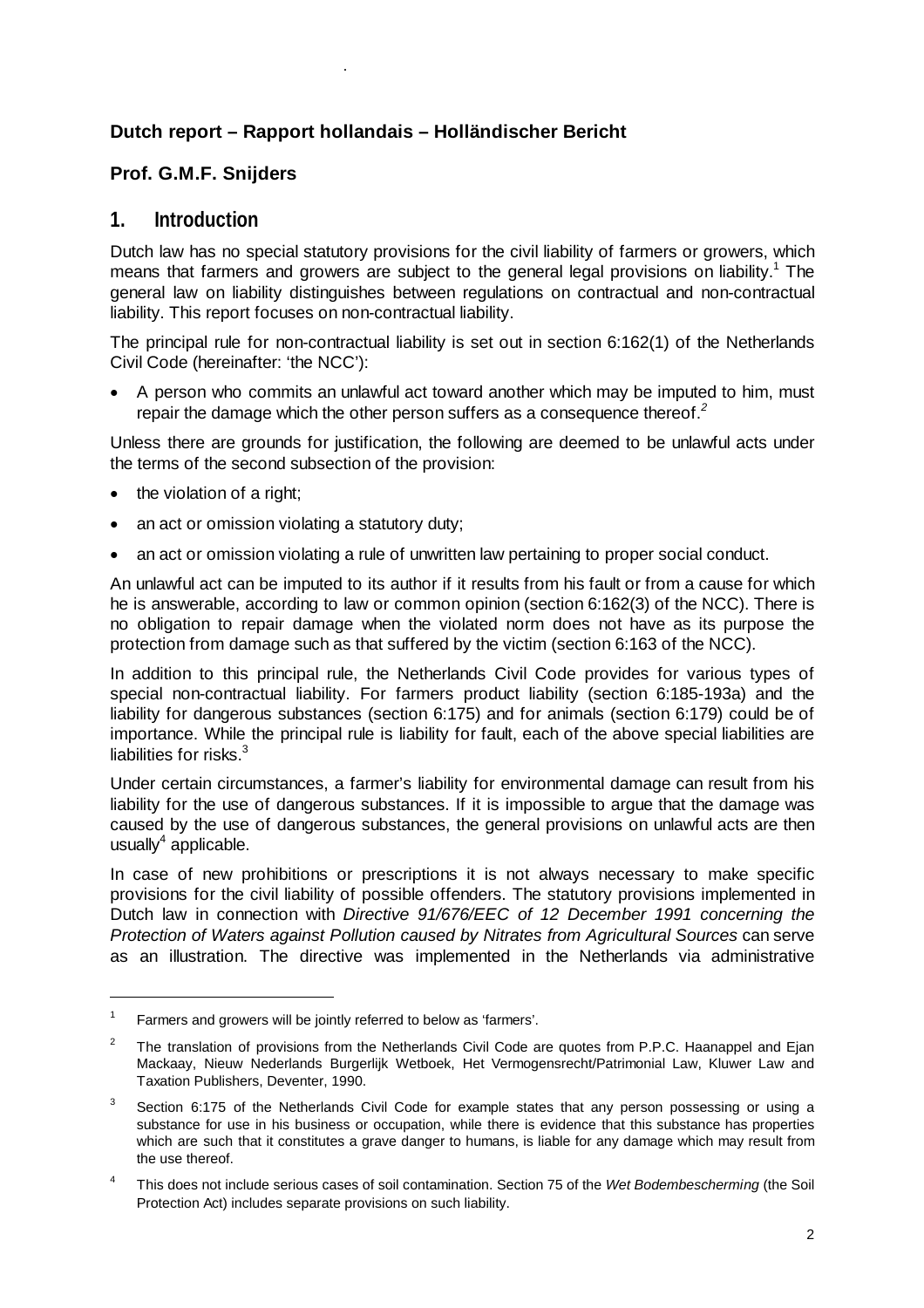**Dutch report – Rapport hollandais – Holländischer Bericht**

**Prof. G.M.F. Snijders**

## 1. Introduction

Dutch law has no special statutory provisions for the civil liability of farmers or growers, which means that farmers and growers are subject to the general legal provisions on liability.[1] The general law on liability distinguishes between regulations on contractual and non-contractual liability. This report focuses on non-contractual liability.

The principal rule for non-contractual liability is set out in section 6:162(1) of the Netherlands Civil Code (hereinafter: 'the NCC'):

- A person who commits an unlawful act toward another which may be imputed to him, must repair the damage which the other person suffers as a consequence thereof.[2]

Unless there are grounds for justification, the following are deemed to be unlawful acts under the terms of the second subsection of the provision:

- the violation of a right;
- an act or omission violating a statutory duty;
- an act or omission violating a rule of unwritten law pertaining to proper social conduct.

An unlawful act can be imputed to its author if it results from his fault or from a cause for which he is answerable, according to law or common opinion (section 6:162(3) of the NCC). There is no obligation to repair damage when the violated norm does not have as its purpose the protection from damage such as that suffered by the victim (section 6:163 of the NCC).

In addition to this principal rule, the Netherlands Civil Code provides for various types of special non-contractual liability. For farmers product liability (section 6:185-193a) and the liability for dangerous substances (section 6:175) and for animals (section 6:179) could be of importance. While the principal rule is liability for fault, each of the above special liabilities are liabilities for risks.[3]

Under certain circumstances, a farmer's liability for environmental damage can result from his liability for the use of dangerous substances. If it is impossible to argue that the damage was caused by the use of dangerous substances, the general provisions on unlawful acts are then usually[4] applicable.

In case of new prohibitions or prescriptions it is not always necessary to make specific provisions for the civil liability of possible offenders. The statutory provisions implemented in Dutch law in connection with *Directive 91/676/EEC of 12 December 1991 concerning the Protection of Waters against Pollution caused by Nitrates from Agricultural Sources* can serve as an illustration. The directive was implemented in the Netherlands via administrative

---

[1] Farmers and growers will be jointly referred to below as 'farmers'.

[2] The translation of provisions from the Netherlands Civil Code are quotes from P.P.C. Haanappel and Ejan Mackaay, Nieuw Nederlands Burgerlijk Wetboek, Het Vermogensrecht/Patrimonial Law, Kluwer Law and Taxation Publishers, Deventer, 1990.

[3] Section 6:175 of the Netherlands Civil Code for example states that any person possessing or using a substance for use in his business or occupation, while there is evidence that this substance has properties which are such that it constitutes a grave danger to humans, is liable for any damage which may result from the use thereof.

[4] This does not include serious cases of soil contamination. Section 75 of the *Wet Bodembescherming* (the Soil Protection Act) includes separate provisions on such liability.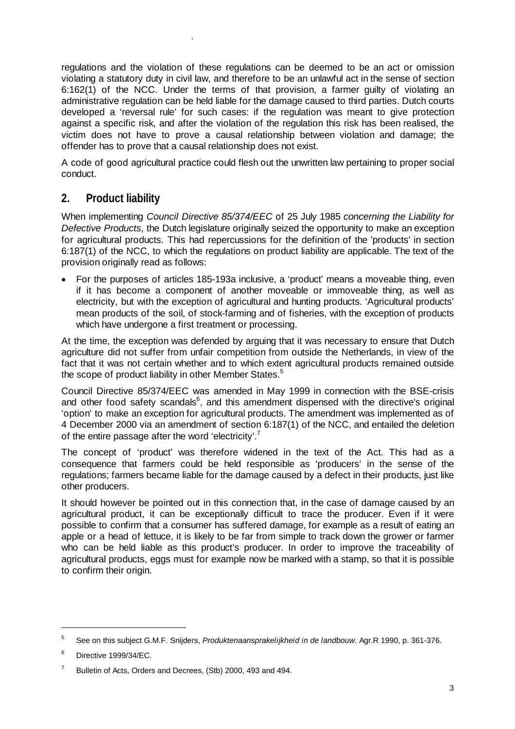regulations and the violation of these regulations can be deemed to be an act or omission violating a statutory duty in civil law, and therefore to be an unlawful act in the sense of section 6:162(1) of the NCC. Under the terms of that provision, a farmer guilty of violating an administrative regulation can be held liable for the damage caused to third parties. Dutch courts developed a 'reversal rule' for such cases: if the regulation was meant to give protection against a specific risk, and after the violation of the regulation this risk has been realised, the victim does not have to prove a causal relationship between violation and damage; the offender has to prove that a causal relationship does not exist.

A code of good agricultural practice could flesh out the unwritten law pertaining to proper social conduct.

## 2. Product liability

When implementing *Council Directive 85/374/EEC* of 25 July 1985 *concerning the Liability for Defective Products*, the Dutch legislature originally seized the opportunity to make an exception for agricultural products. This had repercussions for the definition of the 'products' in section 6:187(1) of the NCC, to which the regulations on product liability are applicable. The text of the provision originally read as follows:

- For the purposes of articles 185-193a inclusive, a 'product' means a moveable thing, even if it has become a component of another moveable or immoveable thing, as well as electricity, but with the exception of agricultural and hunting products. 'Agricultural products' mean products of the soil, of stock-farming and of fisheries, with the exception of products which have undergone a first treatment or processing.

At the time, the exception was defended by arguing that it was necessary to ensure that Dutch agriculture did not suffer from unfair competition from outside the Netherlands, in view of the fact that it was not certain whether and to which extent agricultural products remained outside the scope of product liability in other Member States.[5]

Council Directive 85/374/EEC was amended in May 1999 in connection with the BSE-crisis and other food safety scandals[6], and this amendment dispensed with the directive's original 'option' to make an exception for agricultural products. The amendment was implemented as of 4 December 2000 via an amendment of section 6:187(1) of the NCC, and entailed the deletion of the entire passage after the word 'electricity'.[7]

The concept of 'product' was therefore widened in the text of the Act. This had as a consequence that farmers could be held responsible as 'producers' in the sense of the regulations; farmers became liable for the damage caused by a defect in their products, just like other producers.

It should however be pointed out in this connection that, in the case of damage caused by an agricultural product, it can be exceptionally difficult to trace the producer. Even if it were possible to confirm that a consumer has suffered damage, for example as a result of eating an apple or a head of lettuce, it is likely to be far from simple to track down the grower or farmer who can be held liable as this product's producer. In order to improve the traceability of agricultural products, eggs must for example now be marked with a stamp, so that it is possible to confirm their origin.

---

[5] See on this subject G.M.F. Snijders, *Produktenaansprakelijkheid in de landbouw*. Agr.R 1990, p. 361-376.

[6] Directive 1999/34/EC.

[7] Bulletin of Acts, Orders and Decrees, (Stb) 2000, 493 and 494.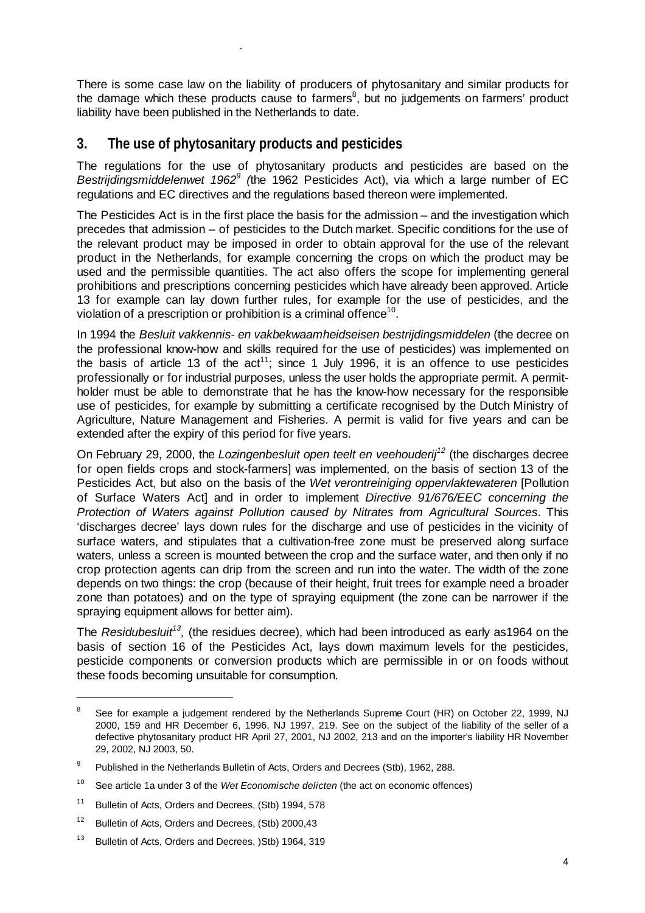There is some case law on the liability of producers of phytosanitary and similar products for the damage which these products cause to farmers[8], but no judgements on farmers' product liability have been published in the Netherlands to date.

## 3. The use of phytosanitary products and pesticides

The regulations for the use of phytosanitary products and pesticides are based on the *Bestrijdingsmiddelenwet 1962*[9] *(*the 1962 Pesticides Act), via which a large number of EC regulations and EC directives and the regulations based thereon were implemented.

The Pesticides Act is in the first place the basis for the admission – and the investigation which precedes that admission – of pesticides to the Dutch market. Specific conditions for the use of the relevant product may be imposed in order to obtain approval for the use of the relevant product in the Netherlands, for example concerning the crops on which the product may be used and the permissible quantities. The act also offers the scope for implementing general prohibitions and prescriptions concerning pesticides which have already been approved. Article 13 for example can lay down further rules, for example for the use of pesticides, and the violation of a prescription or prohibition is a criminal offence[10].

In 1994 the *Besluit vakkennis- en vakbekwaamheidseisen bestrijdingsmiddelen* (the decree on the professional know-how and skills required for the use of pesticides) was implemented on the basis of article 13 of the act[11]; since 1 July 1996, it is an offence to use pesticides professionally or for industrial purposes, unless the user holds the appropriate permit. A permit-holder must be able to demonstrate that he has the know-how necessary for the responsible use of pesticides, for example by submitting a certificate recognised by the Dutch Ministry of Agriculture, Nature Management and Fisheries. A permit is valid for five years and can be extended after the expiry of this period for five years.

On February 29, 2000, the *Lozingenbesluit open teelt en veehouderij*[12] (the discharges decree for open fields crops and stock-farmers] was implemented, on the basis of section 13 of the Pesticides Act, but also on the basis of the *Wet verontreiniging oppervlaktewateren* [Pollution of Surface Waters Act] and in order to implement *Directive 91/676/EEC concerning the Protection of Waters against Pollution caused by Nitrates from Agricultural Sources*. This 'discharges decree' lays down rules for the discharge and use of pesticides in the vicinity of surface waters, and stipulates that a cultivation-free zone must be preserved along surface waters, unless a screen is mounted between the crop and the surface water, and then only if no crop protection agents can drip from the screen and run into the water. The width of the zone depends on two things: the crop (because of their height, fruit trees for example need a broader zone than potatoes) and on the type of spraying equipment (the zone can be narrower if the spraying equipment allows for better aim).

The *Residubesluit*[13]*,* (the residues decree), which had been introduced as early as1964 on the basis of section 16 of the Pesticides Act, lays down maximum levels for the pesticides, pesticide components or conversion products which are permissible in or on foods without these foods becoming unsuitable for consumption.

---

[8] See for example a judgement rendered by the Netherlands Supreme Court (HR) on October 22, 1999, NJ 2000, 159 and HR December 6, 1996, NJ 1997, 219. See on the subject of the liability of the seller of a defective phytosanitary product HR April 27, 2001, NJ 2002, 213 and on the importer's liability HR November 29, 2002, NJ 2003, 50.

[9] Published in the Netherlands Bulletin of Acts, Orders and Decrees (Stb), 1962, 288.

[10] See article 1a under 3 of the *Wet Economische delicten* (the act on economic offences)

[11] Bulletin of Acts, Orders and Decrees, (Stb) 1994, 578

[12] Bulletin of Acts, Orders and Decrees, (Stb) 2000,43

[13] Bulletin of Acts, Orders and Decrees, )Stb) 1964, 319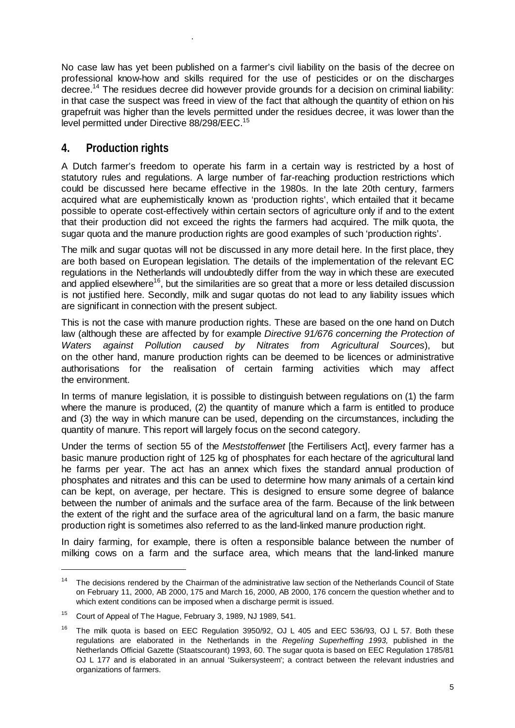No case law has yet been published on a farmer's civil liability on the basis of the decree on professional know-how and skills required for the use of pesticides or on the discharges decree.[14] The residues decree did however provide grounds for a decision on criminal liability: in that case the suspect was freed in view of the fact that although the quantity of ethion on his grapefruit was higher than the levels permitted under the residues decree, it was lower than the level permitted under Directive 88/298/EEC.[15]

## 4. Production rights

A Dutch farmer's freedom to operate his farm in a certain way is restricted by a host of statutory rules and regulations. A large number of far-reaching production restrictions which could be discussed here became effective in the 1980s. In the late 20th century, farmers acquired what are euphemistically known as 'production rights', which entailed that it became possible to operate cost-effectively within certain sectors of agriculture only if and to the extent that their production did not exceed the rights the farmers had acquired. The milk quota, the sugar quota and the manure production rights are good examples of such 'production rights'.

The milk and sugar quotas will not be discussed in any more detail here. In the first place, they are both based on European legislation. The details of the implementation of the relevant EC regulations in the Netherlands will undoubtedly differ from the way in which these are executed and applied elsewhere[16], but the similarities are so great that a more or less detailed discussion is not justified here. Secondly, milk and sugar quotas do not lead to any liability issues which are significant in connection with the present subject.

This is not the case with manure production rights. These are based on the one hand on Dutch law (although these are affected by for example *Directive 91/676 concerning the Protection of Waters against Pollution caused by Nitrates from Agricultural Sources*), but on the other hand, manure production rights can be deemed to be licences or administrative authorisations for the realisation of certain farming activities which may affect the environment.

In terms of manure legislation, it is possible to distinguish between regulations on (1) the farm where the manure is produced, (2) the quantity of manure which a farm is entitled to produce and (3) the way in which manure can be used, depending on the circumstances, including the quantity of manure. This report will largely focus on the second category.

Under the terms of section 55 of the *Meststoffenwet* [the Fertilisers Act], every farmer has a basic manure production right of 125 kg of phosphates for each hectare of the agricultural land he farms per year. The act has an annex which fixes the standard annual production of phosphates and nitrates and this can be used to determine how many animals of a certain kind can be kept, on average, per hectare. This is designed to ensure some degree of balance between the number of animals and the surface area of the farm. Because of the link between the extent of the right and the surface area of the agricultural land on a farm, the basic manure production right is sometimes also referred to as the land-linked manure production right.

In dairy farming, for example, there is often a responsible balance between the number of milking cows on a farm and the surface area, which means that the land-linked manure

---

[14] The decisions rendered by the Chairman of the administrative law section of the Netherlands Council of State on February 11, 2000, AB 2000, 175 and March 16, 2000, AB 2000, 176 concern the question whether and to which extent conditions can be imposed when a discharge permit is issued.

[15] Court of Appeal of The Hague, February 3, 1989, NJ 1989, 541.

[16] The milk quota is based on EEC Regulation 3950/92, OJ L 405 and EEC 536/93, OJ L 57. Both these regulations are elaborated in the Netherlands in the *Regeling Superheffing 1993,* published in the Netherlands Official Gazette (Staatscourant) 1993, 60. The sugar quota is based on EEC Regulation 1785/81 OJ L 177 and is elaborated in an annual 'Suikersysteem'; a contract between the relevant industries and organizations of farmers.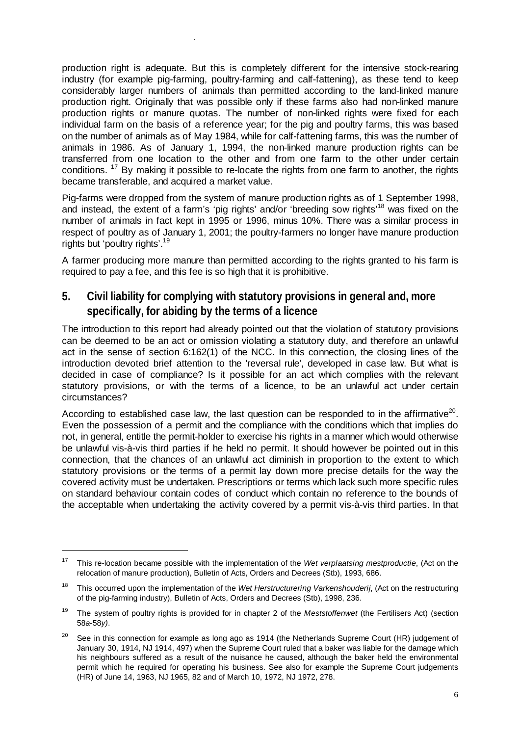production right is adequate. But this is completely different for the intensive stock-rearing industry (for example pig-farming, poultry-farming and calf-fattening), as these tend to keep considerably larger numbers of animals than permitted according to the land-linked manure production right. Originally that was possible only if these farms also had non-linked manure production rights or manure quotas. The number of non-linked rights were fixed for each individual farm on the basis of a reference year; for the pig and poultry farms, this was based on the number of animals as of May 1984, while for calf-fattening farms, this was the number of animals in 1986. As of January 1, 1994, the non-linked manure production rights can be transferred from one location to the other and from one farm to the other under certain conditions. [17] By making it possible to re-locate the rights from one farm to another, the rights became transferable, and acquired a market value.

Pig-farms were dropped from the system of manure production rights as of 1 September 1998, and instead, the extent of a farm's 'pig rights' and/or 'breeding sow rights'[18] was fixed on the number of animals in fact kept in 1995 or 1996, minus 10%. There was a similar process in respect of poultry as of January 1, 2001; the poultry-farmers no longer have manure production rights but 'poultry rights'.[19]

A farmer producing more manure than permitted according to the rights granted to his farm is required to pay a fee, and this fee is so high that it is prohibitive.

## 5. Civil liability for complying with statutory provisions in general and, more specifically, for abiding by the terms of a licence

The introduction to this report had already pointed out that the violation of statutory provisions can be deemed to be an act or omission violating a statutory duty, and therefore an unlawful act in the sense of section 6:162(1) of the NCC. In this connection, the closing lines of the introduction devoted brief attention to the 'reversal rule', developed in case law. But what is decided in case of compliance? Is it possible for an act which complies with the relevant statutory provisions, or with the terms of a licence, to be an unlawful act under certain circumstances?

According to established case law, the last question can be responded to in the affirmative[20]. Even the possession of a permit and the compliance with the conditions which that implies do not, in general, entitle the permit-holder to exercise his rights in a manner which would otherwise be unlawful vis-à-vis third parties if he held no permit. It should however be pointed out in this connection, that the chances of an unlawful act diminish in proportion to the extent to which statutory provisions or the terms of a permit lay down more precise details for the way the covered activity must be undertaken. Prescriptions or terms which lack such more specific rules on standard behaviour contain codes of conduct which contain no reference to the bounds of the acceptable when undertaking the activity covered by a permit vis-à-vis third parties. In that

---

[17] This re-location became possible with the implementation of the *Wet verplaatsing mestproductie*, (Act on the relocation of manure production), Bulletin of Acts, Orders and Decrees (Stb), 1993, 686.

[18] This occurred upon the implementation of the *Wet Herstructurering Varkenshouderij*, (Act on the restructuring of the pig-farming industry), Bulletin of Acts, Orders and Decrees (Stb), 1998, 236.

[19] The system of poultry rights is provided for in chapter 2 of the *Meststoffenwet* (the Fertilisers Act) (section 58*a*-58*y)*.

[20] See in this connection for example as long ago as 1914 (the Netherlands Supreme Court (HR) judgement of January 30, 1914, NJ 1914, 497) when the Supreme Court ruled that a baker was liable for the damage which his neighbours suffered as a result of the nuisance he caused, although the baker held the environmental permit which he required for operating his business. See also for example the Supreme Court judgements (HR) of June 14, 1963, NJ 1965, 82 and of March 10, 1972, NJ 1972, 278.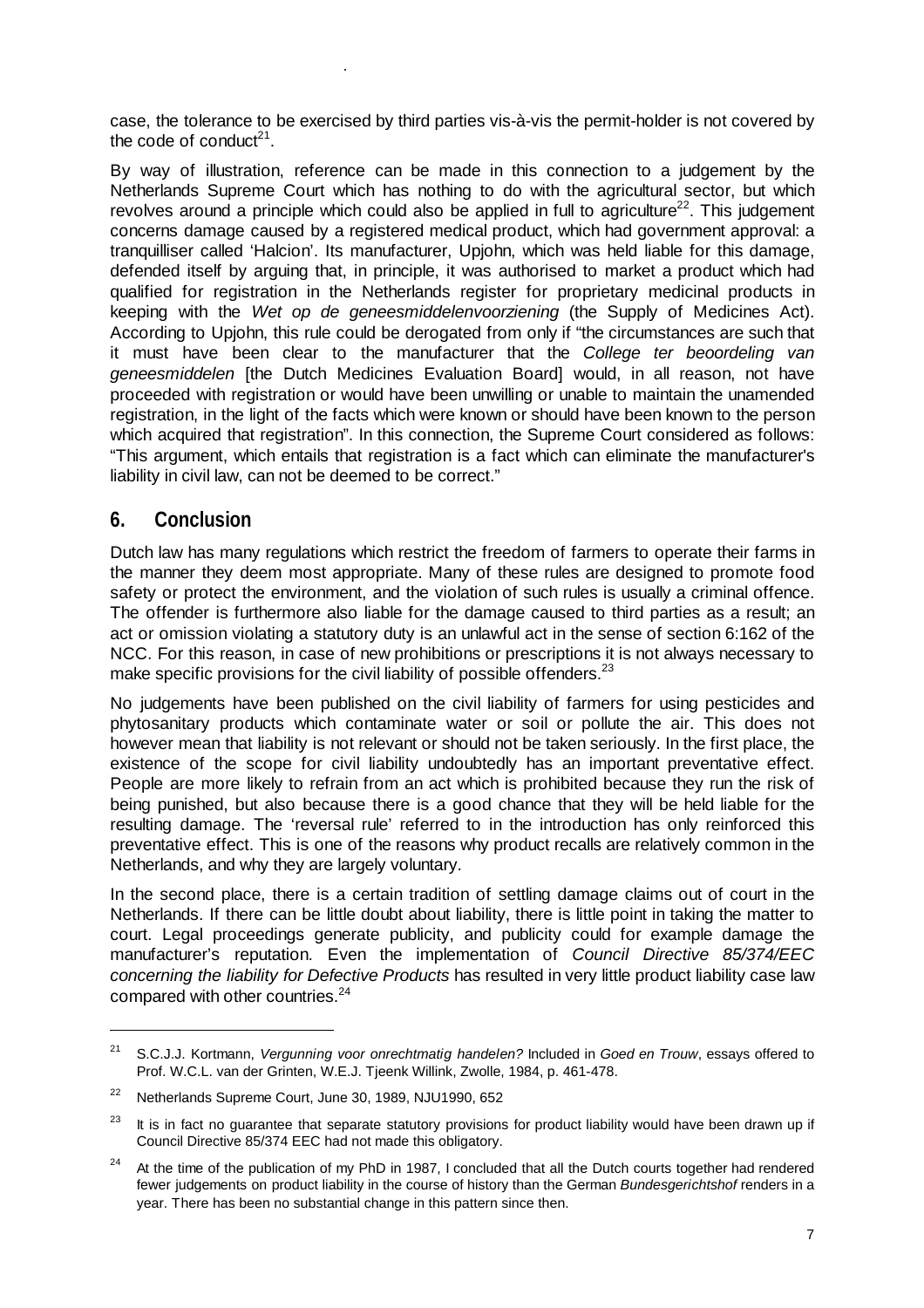case, the tolerance to be exercised by third parties vis-à-vis the permit-holder is not covered by the code of conduct[21].

By way of illustration, reference can be made in this connection to a judgement by the Netherlands Supreme Court which has nothing to do with the agricultural sector, but which revolves around a principle which could also be applied in full to agriculture[22]. This judgement concerns damage caused by a registered medical product, which had government approval: a tranquilliser called 'Halcion'. Its manufacturer, Upjohn, which was held liable for this damage, defended itself by arguing that, in principle, it was authorised to market a product which had qualified for registration in the Netherlands register for proprietary medicinal products in keeping with the *Wet op de geneesmiddelenvoorziening* (the Supply of Medicines Act). According to Upjohn, this rule could be derogated from only if "the circumstances are such that it must have been clear to the manufacturer that the *College ter beoordeling van geneesmiddelen* [the Dutch Medicines Evaluation Board] would, in all reason, not have proceeded with registration or would have been unwilling or unable to maintain the unamended registration, in the light of the facts which were known or should have been known to the person which acquired that registration". In this connection, the Supreme Court considered as follows: "This argument, which entails that registration is a fact which can eliminate the manufacturer's liability in civil law, can not be deemed to be correct."

## 6. Conclusion

Dutch law has many regulations which restrict the freedom of farmers to operate their farms in the manner they deem most appropriate. Many of these rules are designed to promote food safety or protect the environment, and the violation of such rules is usually a criminal offence. The offender is furthermore also liable for the damage caused to third parties as a result; an act or omission violating a statutory duty is an unlawful act in the sense of section 6:162 of the NCC. For this reason, in case of new prohibitions or prescriptions it is not always necessary to make specific provisions for the civil liability of possible offenders.[23]

No judgements have been published on the civil liability of farmers for using pesticides and phytosanitary products which contaminate water or soil or pollute the air. This does not however mean that liability is not relevant or should not be taken seriously. In the first place, the existence of the scope for civil liability undoubtedly has an important preventative effect. People are more likely to refrain from an act which is prohibited because they run the risk of being punished, but also because there is a good chance that they will be held liable for the resulting damage. The 'reversal rule' referred to in the introduction has only reinforced this preventative effect. This is one of the reasons why product recalls are relatively common in the Netherlands, and why they are largely voluntary.

In the second place, there is a certain tradition of settling damage claims out of court in the Netherlands. If there can be little doubt about liability, there is little point in taking the matter to court. Legal proceedings generate publicity, and publicity could for example damage the manufacturer's reputation. Even the implementation of *Council Directive 85/374/EEC concerning the liability for Defective Products* has resulted in very little product liability case law compared with other countries.[24]

---

[21] S.C.J.J. Kortmann, *Vergunning voor onrechtmatig handelen?* Included in *Goed en Trouw*, essays offered to Prof. W.C.L. van der Grinten, W.E.J. Tjeenk Willink, Zwolle, 1984, p. 461-478.

[22] Netherlands Supreme Court, June 30, 1989, NJU1990, 652

[23] It is in fact no guarantee that separate statutory provisions for product liability would have been drawn up if Council Directive 85/374 EEC had not made this obligatory.

[24] At the time of the publication of my PhD in 1987, I concluded that all the Dutch courts together had rendered fewer judgements on product liability in the course of history than the German *Bundesgerichtshof* renders in a year. There has been no substantial change in this pattern since then.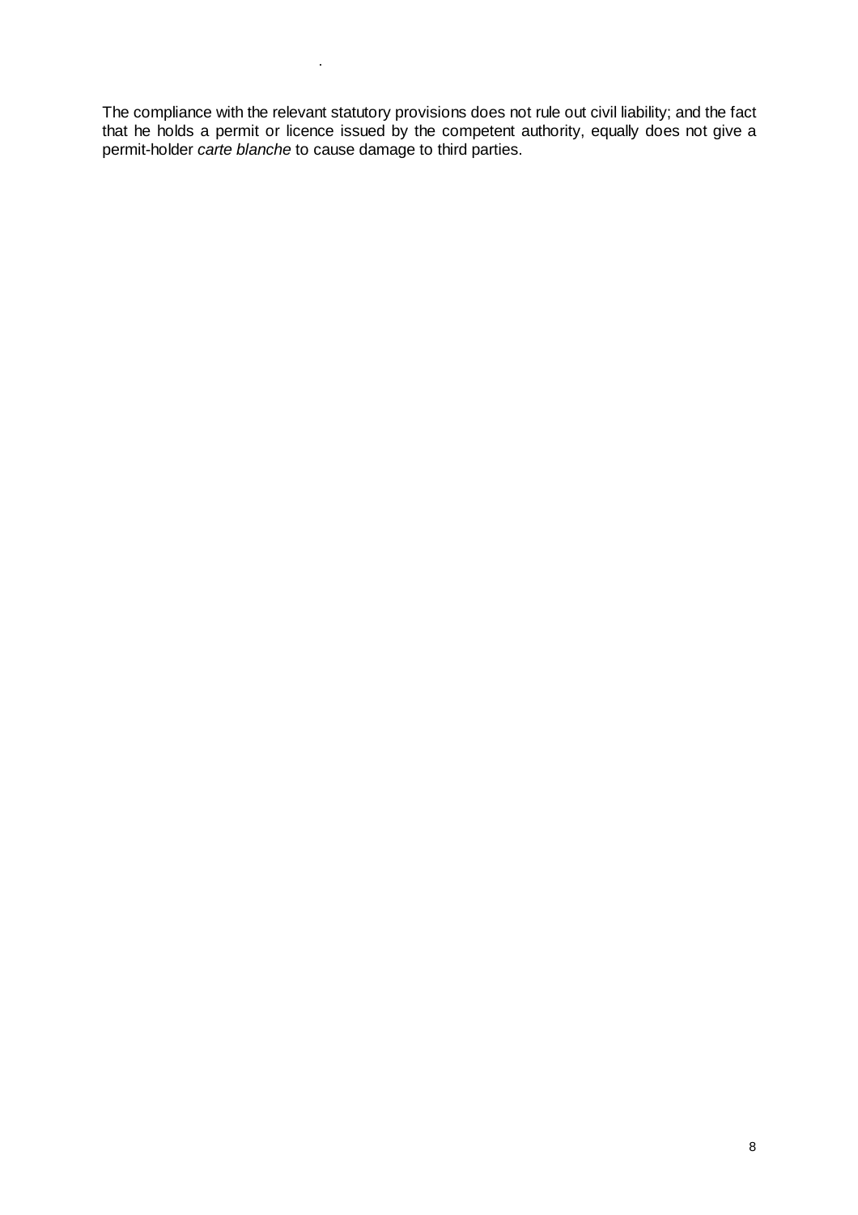The compliance with the relevant statutory provisions does not rule out civil liability; and the fact that he holds a permit or licence issued by the competent authority, equally does not give a permit-holder *carte blanche* to cause damage to third parties.